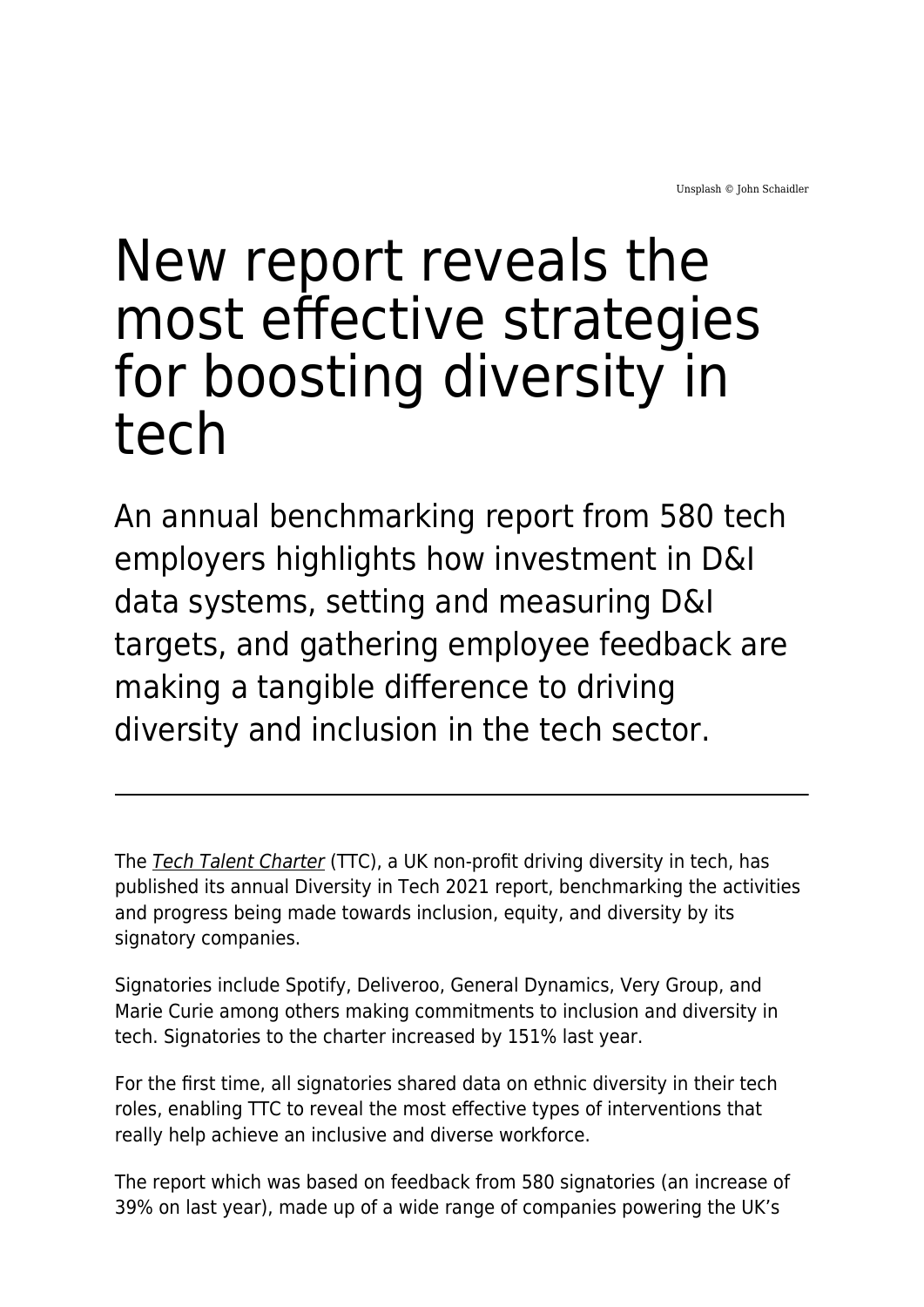Unsplash © John Schaidler

# New report reveals the most effective strategies for boosting diversity in tech

## An annual benchmarking report from 580 tech employers highlights how investment in D&I data systems, setting and measuring D&I targets, and gathering employee feedback are making a tangible difference to driving diversity and inclusion in the tech sector.

---

The *Tech Talent Charter* (TTC), a UK non-profit driving diversity in tech, has published its annual Diversity in Tech 2021 report, benchmarking the activities and progress being made towards inclusion, equity, and diversity by its signatory companies.

Signatories include Spotify, Deliveroo, General Dynamics, Very Group, and Marie Curie among others making commitments to inclusion and diversity in tech. Signatories to the charter increased by 151% last year.

For the first time, all signatories shared data on ethnic diversity in their tech roles, enabling TTC to reveal the most effective types of interventions that really help achieve an inclusive and diverse workforce.

The report which was based on feedback from 580 signatories (an increase of 39% on last year), made up of a wide range of companies powering the UK's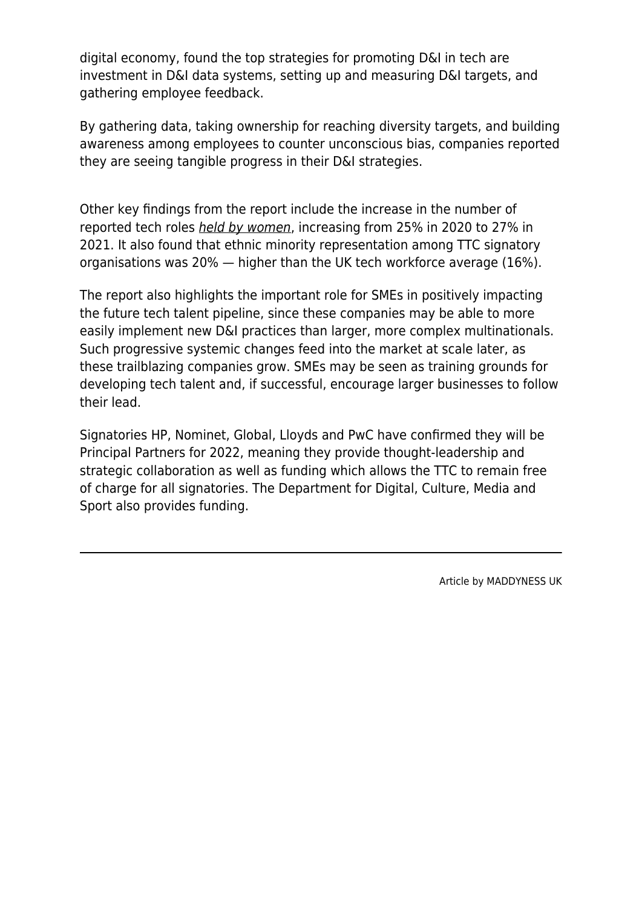digital economy, found the top strategies for promoting D&I in tech are investment in D&I data systems, setting up and measuring D&I targets, and gathering employee feedback.

By gathering data, taking ownership for reaching diversity targets, and building awareness among employees to counter unconscious bias, companies reported they are seeing tangible progress in their D&I strategies.

Other key findings from the report include the increase in the number of reported tech roles *held by women*, increasing from 25% in 2020 to 27% in 2021. It also found that ethnic minority representation among TTC signatory organisations was 20% — higher than the UK tech workforce average (16%).

The report also highlights the important role for SMEs in positively impacting the future tech talent pipeline, since these companies may be able to more easily implement new D&I practices than larger, more complex multinationals. Such progressive systemic changes feed into the market at scale later, as these trailblazing companies grow. SMEs may be seen as training grounds for developing tech talent and, if successful, encourage larger businesses to follow their lead.

Signatories HP, Nominet, Global, Lloyds and PwC have confirmed they will be Principal Partners for 2022, meaning they provide thought-leadership and strategic collaboration as well as funding which allows the TTC to remain free of charge for all signatories. The Department for Digital, Culture, Media and Sport also provides funding.

---

Article by MADDYNESS UK